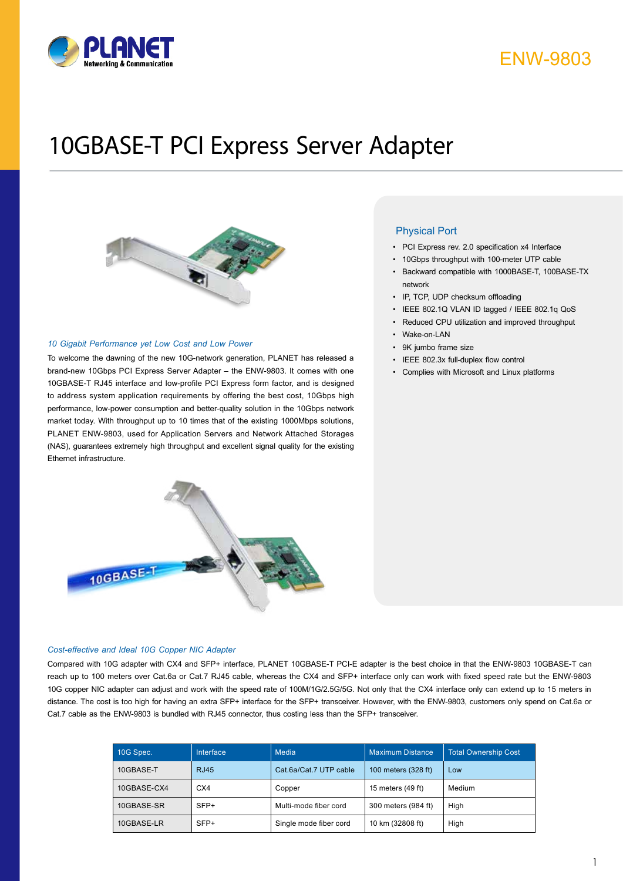# 10GBASE-T PCI Express Server Adapter

ENW-9803

## Physical Port

- PCI Express rev. 2.0 specification x4 Interface
- 10Gbps throughput with 100-meter UTP cable
- Backward compatible with 1000BASE-T, 100BASE-TX network
- IP, TCP, UDP checksum offloading
- IEEE 802.1Q VLAN ID tagged / IEEE 802.1q QoS
- Reduced CPU utilization and improved throughput
- Wake-on-LAN
- 9K jumbo frame size
- IEEE 802.3x full-duplex flow control
- Complies with Microsoft and Linux platforms

### *10 Gigabit Performance yet Low Cost and Low Power*

To welcome the dawning of the new 10G-network generation, PLANET has released a brand-new 10Gbps PCI Express Server Adapter – the ENW-9803. It comes with one 10GBASE-T RJ45 interface and low-profile PCI Express form factor, and is designed to address system application requirements by offering the best cost, 10Gbps high performance, low-power consumption and better-quality solution in the 10Gbps network market today. With throughput up to 10 times that of the existing 1000Mbps solutions, PLANET ENW-9803, used for Application Servers and Network Attached Storages (NAS), guarantees extremely high throughput and excellent signal quality for the existing Ethernet infrastructure.

### *Cost-effective and Ideal 10G Copper NIC Adapter*

Compared with 10G adapter with CX4 and SFP+ interface, PLANET 10GBASE-T PCI-E adapter is the best choice in that the ENW-9803 10GBASE-T can reach up to 100 meters over Cat.6a or Cat.7 RJ45 cable, whereas the CX4 and SFP+ interface only can work with fixed speed rate but the ENW-9803 10G copper NIC adapter can adjust and work with the speed rate of 100M/1G/2.5G/5G. Not only that the CX4 interface only can extend up to 15 meters in distance. The cost is too high for having an extra SFP+ interface for the SFP+ transceiver. However, with the ENW-9803, customers only spend on Cat.6a or Cat.7 cable as the ENW-9803 is bundled with RJ45 connector, thus costing less than the SFP+ transceiver.

| 10G Spec. | Interface | Media | Maximum Distance | Total Ownership Cost |
|---|---|---|---|---|
| 10GBASE-T | RJ45 | Cat.6a/Cat.7 UTP cable | 100 meters (328 ft) | Low |
| 10GBASE-CX4 | CX4 | Copper | 15 meters (49 ft) | Medium |
| 10GBASE-SR | SFP+ | Multi-mode fiber cord | 300 meters (984 ft) | High |
| 10GBASE-LR | SFP+ | Single mode fiber cord | 10 km (32808 ft) | High |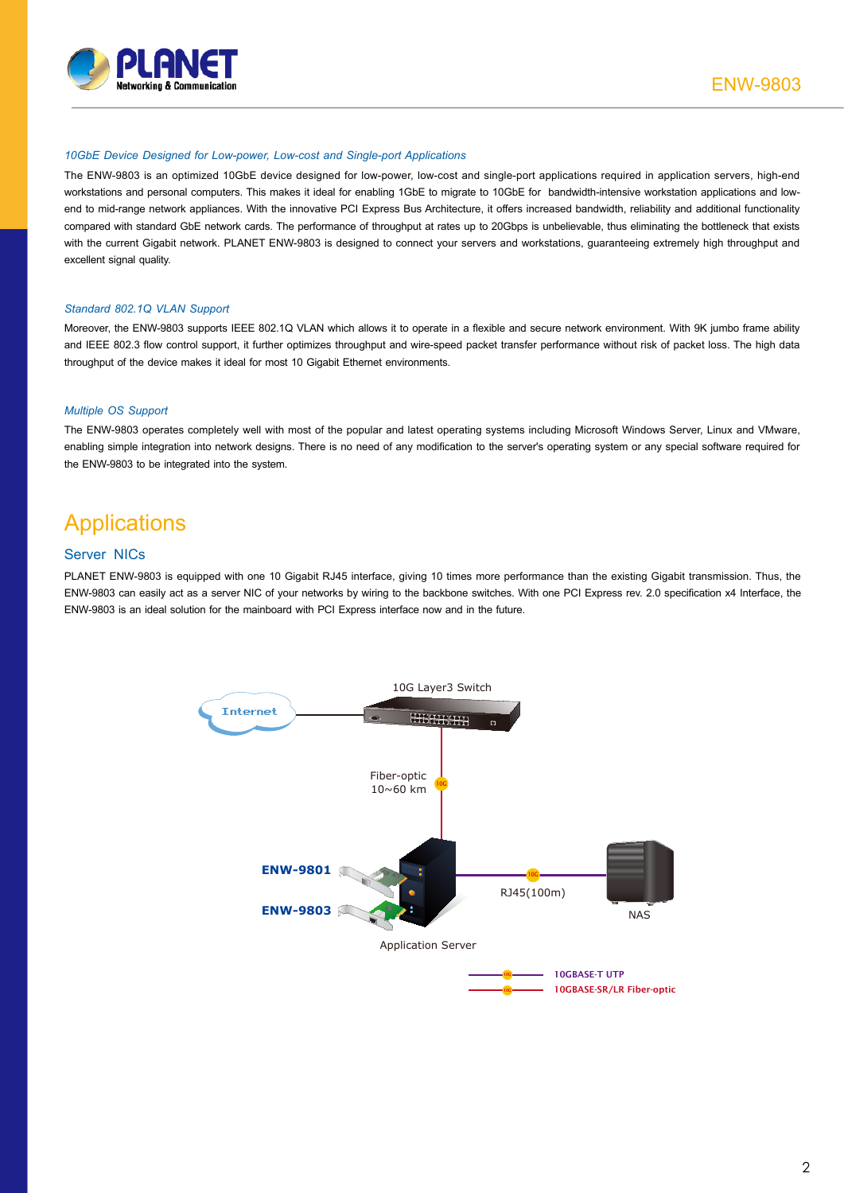*10GbE Device Designed for Low-power, Low-cost and Single-port Applications*

The ENW-9803 is an optimized 10GbE device designed for low-power, low-cost and single-port applications required in application servers, high-end workstations and personal computers. This makes it ideal for enabling 1GbE to migrate to 10GbE for bandwidth-intensive workstation applications and low-end to mid-range network appliances. With the innovative PCI Express Bus Architecture, it offers increased bandwidth, reliability and additional functionality compared with standard GbE network cards. The performance of throughput at rates up to 20Gbps is unbelievable, thus eliminating the bottleneck that exists with the current Gigabit network. PLANET ENW-9803 is designed to connect your servers and workstations, guaranteeing extremely high throughput and excellent signal quality.

*Standard 802.1Q VLAN Support*

Moreover, the ENW-9803 supports IEEE 802.1Q VLAN which allows it to operate in a flexible and secure network environment. With 9K jumbo frame ability and IEEE 802.3 flow control support, it further optimizes throughput and wire-speed packet transfer performance without risk of packet loss. The high data throughput of the device makes it ideal for most 10 Gigabit Ethernet environments.

*Multiple OS Support*

The ENW-9803 operates completely well with most of the popular and latest operating systems including Microsoft Windows Server, Linux and VMware, enabling simple integration into network designs. There is no need of any modification to the server's operating system or any special software required for the ENW-9803 to be integrated into the system.

# Applications

## Server NICs

PLANET ENW-9803 is equipped with one 10 Gigabit RJ45 interface, giving 10 times more performance than the existing Gigabit transmission. Thus, the ENW-9803 can easily act as a server NIC of your networks by wiring to the backbone switches. With one PCI Express rev. 2.0 specification x4 Interface, the ENW-9803 is an ideal solution for the mainboard with PCI Express interface now and in the future.

Internet — 10G Layer3 Switch

Fiber-optic 10~60 km

ENW-9801

ENW-9803

Application Server

RJ45(100m)

NAS

10GBASE-T UTP

10GBASE-SR/LR Fiber-optic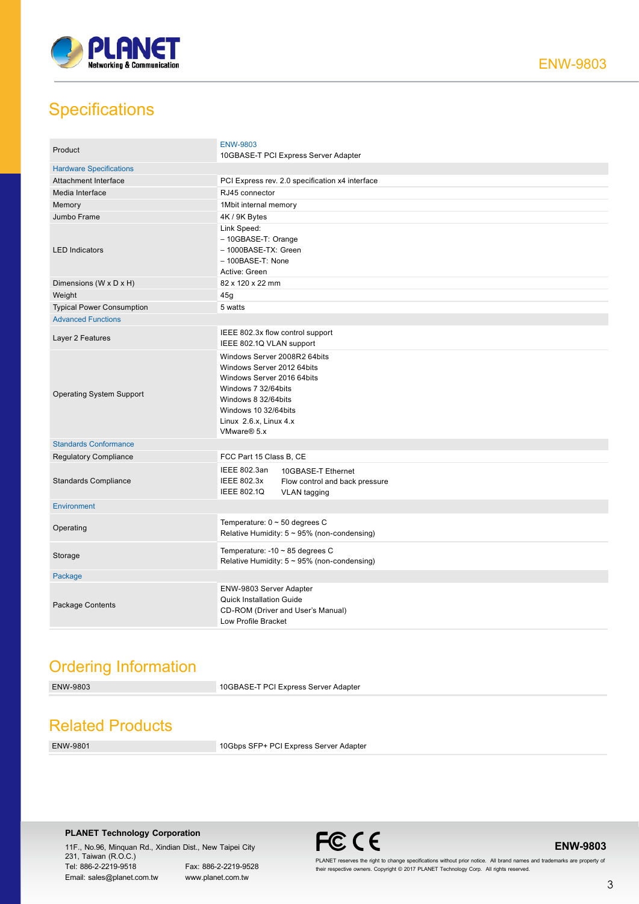## Specifications

| | |
|---|---|
| Product | ENW-9803<br>10GBASE-T PCI Express Server Adapter |
| **Hardware Specifications** | |
| Attachment Interface | PCI Express rev. 2.0 specification x4 interface |
| Media Interface | RJ45 connector |
| Memory | 1Mbit internal memory |
| Jumbo Frame | 4K / 9K Bytes |
| LED Indicators | Link Speed:<br>– 10GBASE-T: Orange<br>– 1000BASE-TX: Green<br>– 100BASE-T: None<br>Active: Green |
| Dimensions (W x D x H) | 82 x 120 x 22 mm |
| Weight | 45g |
| Typical Power Consumption | 5 watts |
| **Advanced Functions** | |
| Layer 2 Features | IEEE 802.3x flow control support<br>IEEE 802.1Q VLAN support |
| Operating System Support | Windows Server 2008R2 64bits<br>Windows Server 2012 64bits<br>Windows Server 2016 64bits<br>Windows 7 32/64bits<br>Windows 8 32/64bits<br>Windows 10 32/64bits<br>Linux 2.6.x, Linux 4.x<br>VMware® 5.x |
| **Standards Conformance** | |
| Regulatory Compliance | FCC Part 15 Class B, CE |
| Standards Compliance | IEEE 802.3an 10GBASE-T Ethernet<br>IEEE 802.3x Flow control and back pressure<br>IEEE 802.1Q VLAN tagging |
| **Environment** | |
| Operating | Temperature: 0 ~ 50 degrees C<br>Relative Humidity: 5 ~ 95% (non-condensing) |
| Storage | Temperature: -10 ~ 85 degrees C<br>Relative Humidity: 5 ~ 95% (non-condensing) |
| **Package** | |
| Package Contents | ENW-9803 Server Adapter<br>Quick Installation Guide<br>CD-ROM (Driver and User's Manual)<br>Low Profile Bracket |

## Ordering Information

| | |
|---|---|
| ENW-9803 | 10GBASE-T PCI Express Server Adapter |

## Related Products

| | |
|---|---|
| ENW-9801 | 10Gbps SFP+ PCI Express Server Adapter |

**PLANET Technology Corporation**

11F., No.96, Minquan Rd., Xindian Dist., New Taipei City 231, Taiwan (R.O.C.)
Tel: 886-2-2219-9518 Fax: 886-2-2219-9528
Email: sales@planet.com.tw www.planet.com.tw

PLANET reserves the right to change specifications without prior notice. All brand names and trademarks are property of their respective owners. Copyright © 2017 PLANET Technology Corp. All rights reserved.